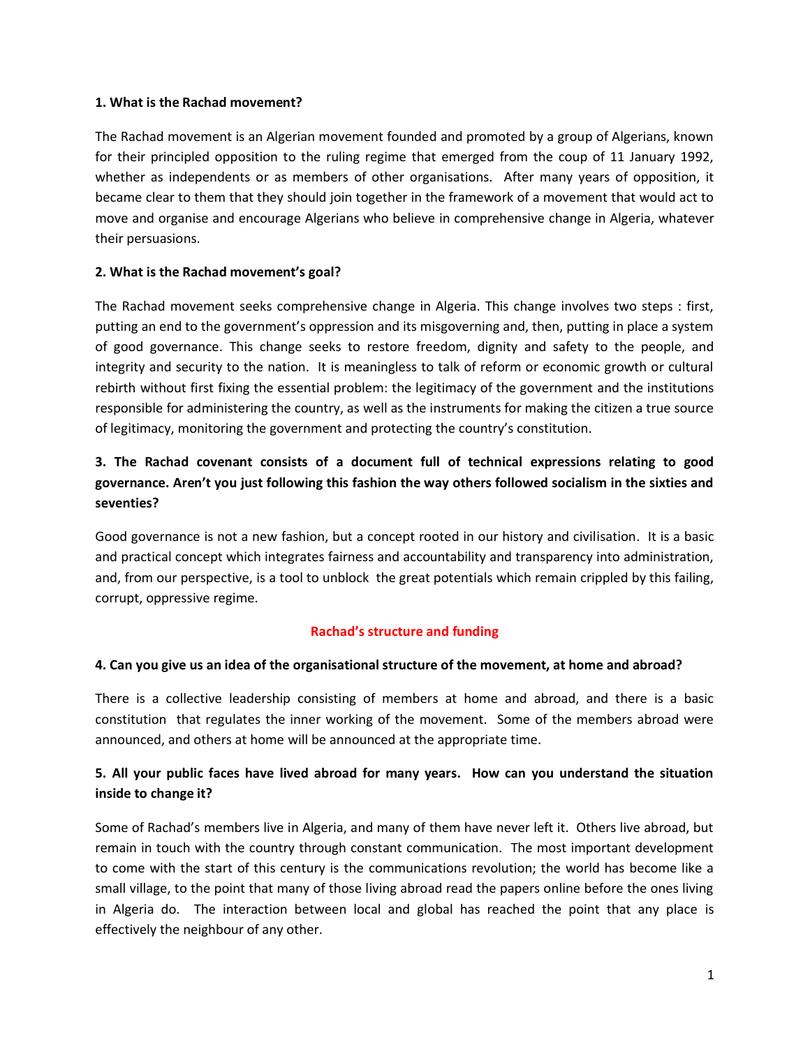**1. What is the Rachad movement?**

The Rachad movement is an Algerian movement founded and promoted by a group of Algerians, known for their principled opposition to the ruling regime that emerged from the coup of 11 January 1992, whether as independents or as members of other organisations. After many years of opposition, it became clear to them that they should join together in the framework of a movement that would act to move and organise and encourage Algerians who believe in comprehensive change in Algeria, whatever their persuasions.

**2. What is the Rachad movement's goal?**

The Rachad movement seeks comprehensive change in Algeria. This change involves two steps : first, putting an end to the government's oppression and its misgoverning and, then, putting in place a system of good governance. This change seeks to restore freedom, dignity and safety to the people, and integrity and security to the nation. It is meaningless to talk of reform or economic growth or cultural rebirth without first fixing the essential problem: the legitimacy of the government and the institutions responsible for administering the country, as well as the instruments for making the citizen a true source of legitimacy, monitoring the government and protecting the country's constitution.

**3. The Rachad covenant consists of a document full of technical expressions relating to good governance. Aren't you just following this fashion the way others followed socialism in the sixties and seventies?**

Good governance is not a new fashion, but a concept rooted in our history and civilisation. It is a basic and practical concept which integrates fairness and accountability and transparency into administration, and, from our perspective, is a tool to unblock the great potentials which remain crippled by this failing, corrupt, oppressive regime.

## Rachad's structure and funding

**4. Can you give us an idea of the organisational structure of the movement, at home and abroad?**

There is a collective leadership consisting of members at home and abroad, and there is a basic constitution that regulates the inner working of the movement. Some of the members abroad were announced, and others at home will be announced at the appropriate time.

**5. All your public faces have lived abroad for many years. How can you understand the situation inside to change it?**

Some of Rachad's members live in Algeria, and many of them have never left it. Others live abroad, but remain in touch with the country through constant communication. The most important development to come with the start of this century is the communications revolution; the world has become like a small village, to the point that many of those living abroad read the papers online before the ones living in Algeria do. The interaction between local and global has reached the point that any place is effectively the neighbour of any other.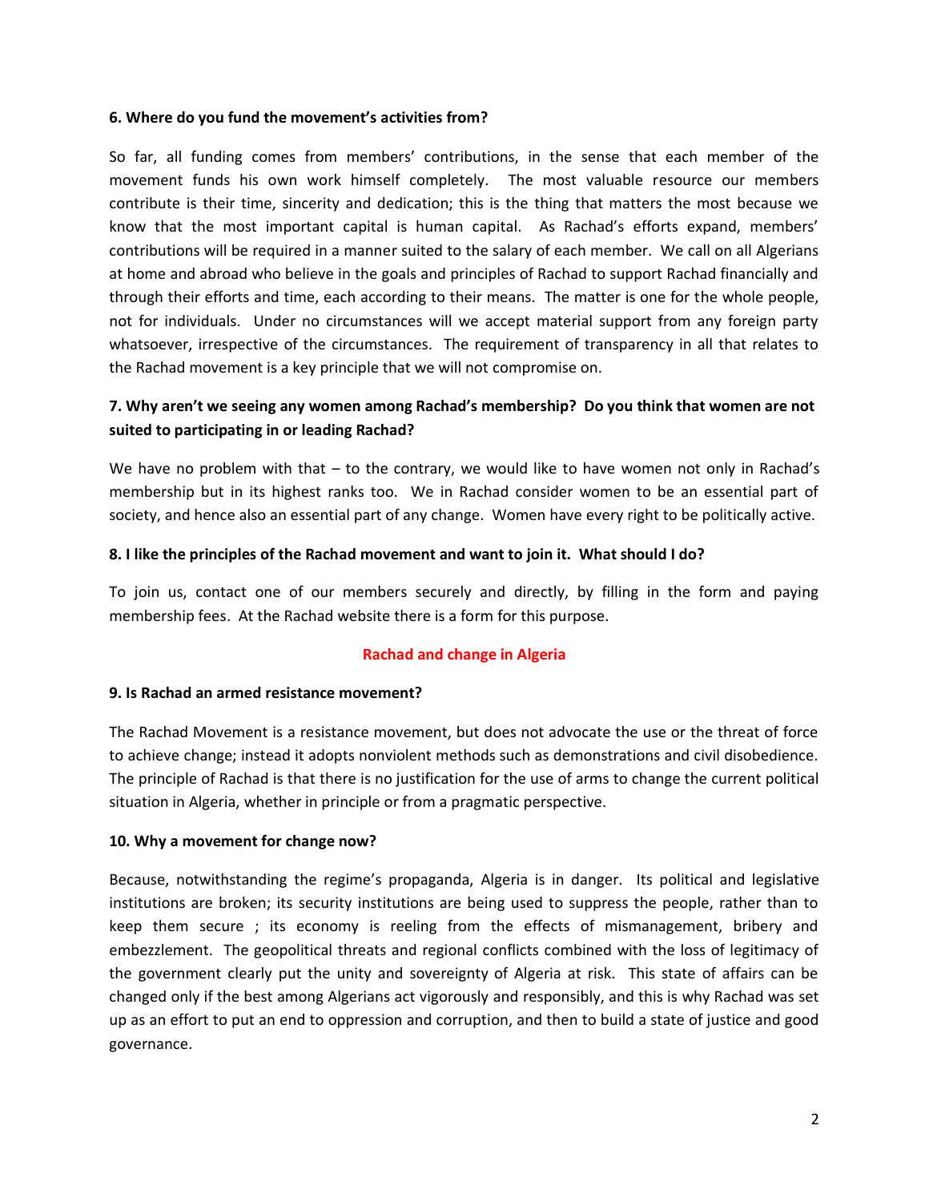**6. Where do you fund the movement's activities from?**

So far, all funding comes from members' contributions, in the sense that each member of the movement funds his own work himself completely. The most valuable resource our members contribute is their time, sincerity and dedication; this is the thing that matters the most because we know that the most important capital is human capital. As Rachad's efforts expand, members' contributions will be required in a manner suited to the salary of each member. We call on all Algerians at home and abroad who believe in the goals and principles of Rachad to support Rachad financially and through their efforts and time, each according to their means. The matter is one for the whole people, not for individuals. Under no circumstances will we accept material support from any foreign party whatsoever, irrespective of the circumstances. The requirement of transparency in all that relates to the Rachad movement is a key principle that we will not compromise on.

**7. Why aren't we seeing any women among Rachad's membership? Do you think that women are not suited to participating in or leading Rachad?**

We have no problem with that – to the contrary, we would like to have women not only in Rachad's membership but in its highest ranks too. We in Rachad consider women to be an essential part of society, and hence also an essential part of any change. Women have every right to be politically active.

**8. I like the principles of the Rachad movement and want to join it. What should I do?**

To join us, contact one of our members securely and directly, by filling in the form and paying membership fees. At the Rachad website there is a form for this purpose.

## Rachad and change in Algeria

**9. Is Rachad an armed resistance movement?**

The Rachad Movement is a resistance movement, but does not advocate the use or the threat of force to achieve change; instead it adopts nonviolent methods such as demonstrations and civil disobedience. The principle of Rachad is that there is no justification for the use of arms to change the current political situation in Algeria, whether in principle or from a pragmatic perspective.

**10. Why a movement for change now?**

Because, notwithstanding the regime's propaganda, Algeria is in danger. Its political and legislative institutions are broken; its security institutions are being used to suppress the people, rather than to keep them secure ; its economy is reeling from the effects of mismanagement, bribery and embezzlement. The geopolitical threats and regional conflicts combined with the loss of legitimacy of the government clearly put the unity and sovereignty of Algeria at risk. This state of affairs can be changed only if the best among Algerians act vigorously and responsibly, and this is why Rachad was set up as an effort to put an end to oppression and corruption, and then to build a state of justice and good governance.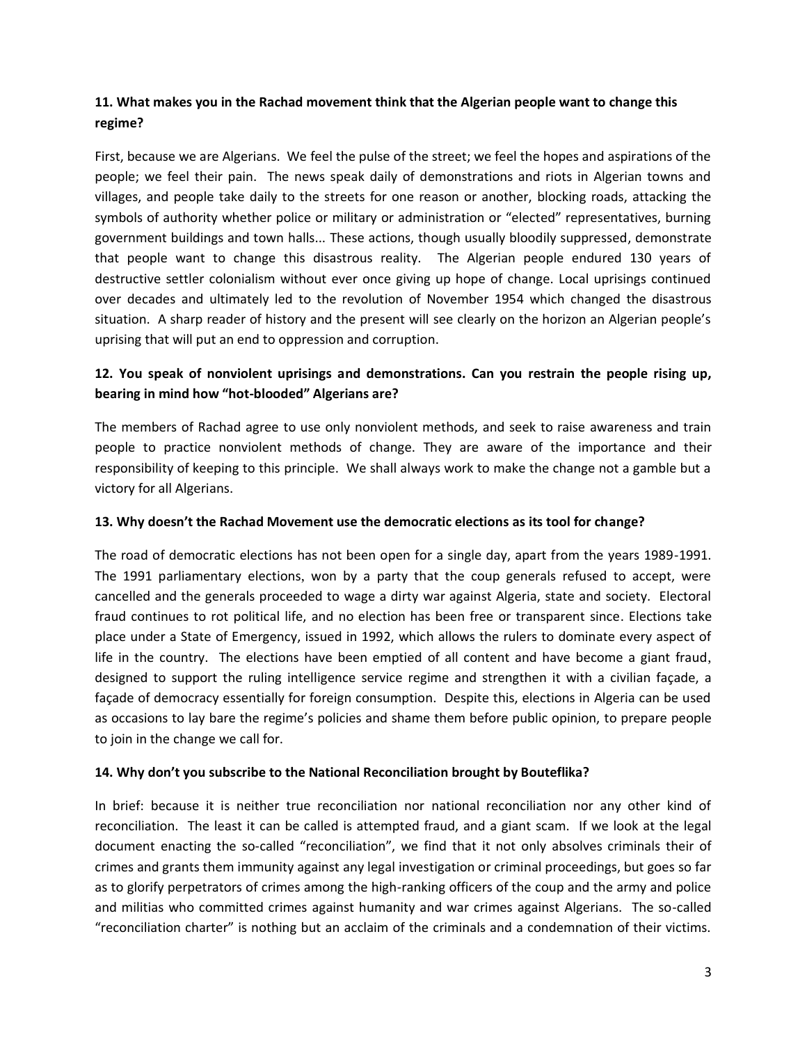**11. What makes you in the Rachad movement think that the Algerian people want to change this regime?**

First, because we are Algerians. We feel the pulse of the street; we feel the hopes and aspirations of the people; we feel their pain. The news speak daily of demonstrations and riots in Algerian towns and villages, and people take daily to the streets for one reason or another, blocking roads, attacking the symbols of authority whether police or military or administration or "elected" representatives, burning government buildings and town halls... These actions, though usually bloodily suppressed, demonstrate that people want to change this disastrous reality. The Algerian people endured 130 years of destructive settler colonialism without ever once giving up hope of change. Local uprisings continued over decades and ultimately led to the revolution of November 1954 which changed the disastrous situation. A sharp reader of history and the present will see clearly on the horizon an Algerian people's uprising that will put an end to oppression and corruption.

**12. You speak of nonviolent uprisings and demonstrations. Can you restrain the people rising up, bearing in mind how "hot-blooded" Algerians are?**

The members of Rachad agree to use only nonviolent methods, and seek to raise awareness and train people to practice nonviolent methods of change. They are aware of the importance and their responsibility of keeping to this principle. We shall always work to make the change not a gamble but a victory for all Algerians.

**13. Why doesn't the Rachad Movement use the democratic elections as its tool for change?**

The road of democratic elections has not been open for a single day, apart from the years 1989-1991. The 1991 parliamentary elections, won by a party that the coup generals refused to accept, were cancelled and the generals proceeded to wage a dirty war against Algeria, state and society. Electoral fraud continues to rot political life, and no election has been free or transparent since. Elections take place under a State of Emergency, issued in 1992, which allows the rulers to dominate every aspect of life in the country. The elections have been emptied of all content and have become a giant fraud, designed to support the ruling intelligence service regime and strengthen it with a civilian façade, a façade of democracy essentially for foreign consumption. Despite this, elections in Algeria can be used as occasions to lay bare the regime's policies and shame them before public opinion, to prepare people to join in the change we call for.

**14. Why don't you subscribe to the National Reconciliation brought by Bouteflika?**

In brief: because it is neither true reconciliation nor national reconciliation nor any other kind of reconciliation. The least it can be called is attempted fraud, and a giant scam. If we look at the legal document enacting the so-called "reconciliation", we find that it not only absolves criminals their of crimes and grants them immunity against any legal investigation or criminal proceedings, but goes so far as to glorify perpetrators of crimes among the high-ranking officers of the coup and the army and police and militias who committed crimes against humanity and war crimes against Algerians. The so-called "reconciliation charter" is nothing but an acclaim of the criminals and a condemnation of their victims.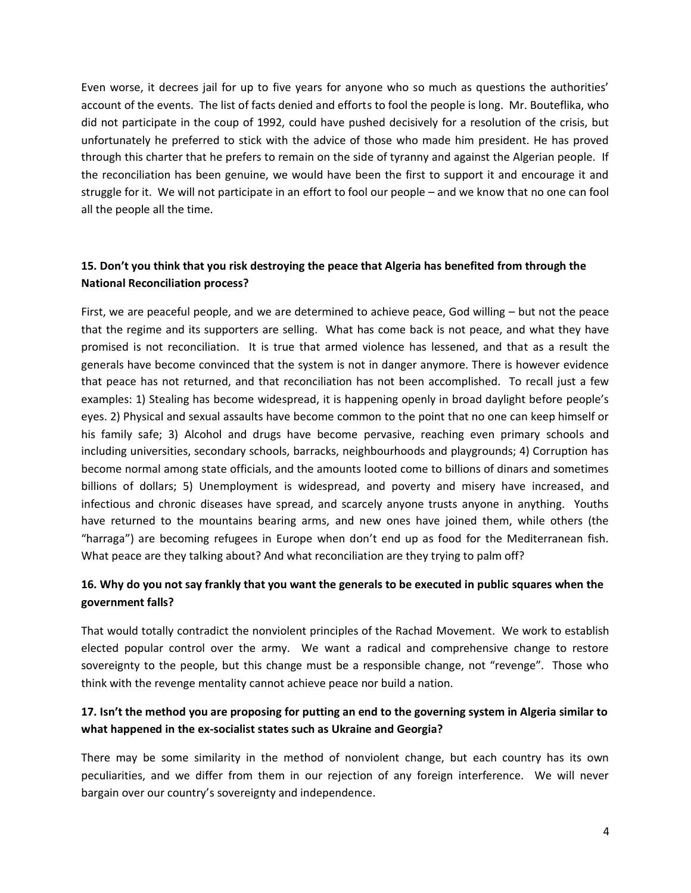Even worse, it decrees jail for up to five years for anyone who so much as questions the authorities' account of the events. The list of facts denied and efforts to fool the people is long. Mr. Bouteflika, who did not participate in the coup of 1992, could have pushed decisively for a resolution of the crisis, but unfortunately he preferred to stick with the advice of those who made him president. He has proved through this charter that he prefers to remain on the side of tyranny and against the Algerian people. If the reconciliation has been genuine, we would have been the first to support it and encourage it and struggle for it. We will not participate in an effort to fool our people – and we know that no one can fool all the people all the time.

**15. Don't you think that you risk destroying the peace that Algeria has benefited from through the National Reconciliation process?**

First, we are peaceful people, and we are determined to achieve peace, God willing – but not the peace that the regime and its supporters are selling. What has come back is not peace, and what they have promised is not reconciliation. It is true that armed violence has lessened, and that as a result the generals have become convinced that the system is not in danger anymore. There is however evidence that peace has not returned, and that reconciliation has not been accomplished. To recall just a few examples: 1) Stealing has become widespread, it is happening openly in broad daylight before people's eyes. 2) Physical and sexual assaults have become common to the point that no one can keep himself or his family safe; 3) Alcohol and drugs have become pervasive, reaching even primary schools and including universities, secondary schools, barracks, neighbourhoods and playgrounds; 4) Corruption has become normal among state officials, and the amounts looted come to billions of dinars and sometimes billions of dollars; 5) Unemployment is widespread, and poverty and misery have increased, and infectious and chronic diseases have spread, and scarcely anyone trusts anyone in anything. Youths have returned to the mountains bearing arms, and new ones have joined them, while others (the "harraga") are becoming refugees in Europe when don't end up as food for the Mediterranean fish. What peace are they talking about? And what reconciliation are they trying to palm off?

**16. Why do you not say frankly that you want the generals to be executed in public squares when the government falls?**

That would totally contradict the nonviolent principles of the Rachad Movement. We work to establish elected popular control over the army. We want a radical and comprehensive change to restore sovereignty to the people, but this change must be a responsible change, not "revenge". Those who think with the revenge mentality cannot achieve peace nor build a nation.

**17. Isn't the method you are proposing for putting an end to the governing system in Algeria similar to what happened in the ex-socialist states such as Ukraine and Georgia?**

There may be some similarity in the method of nonviolent change, but each country has its own peculiarities, and we differ from them in our rejection of any foreign interference. We will never bargain over our country's sovereignty and independence.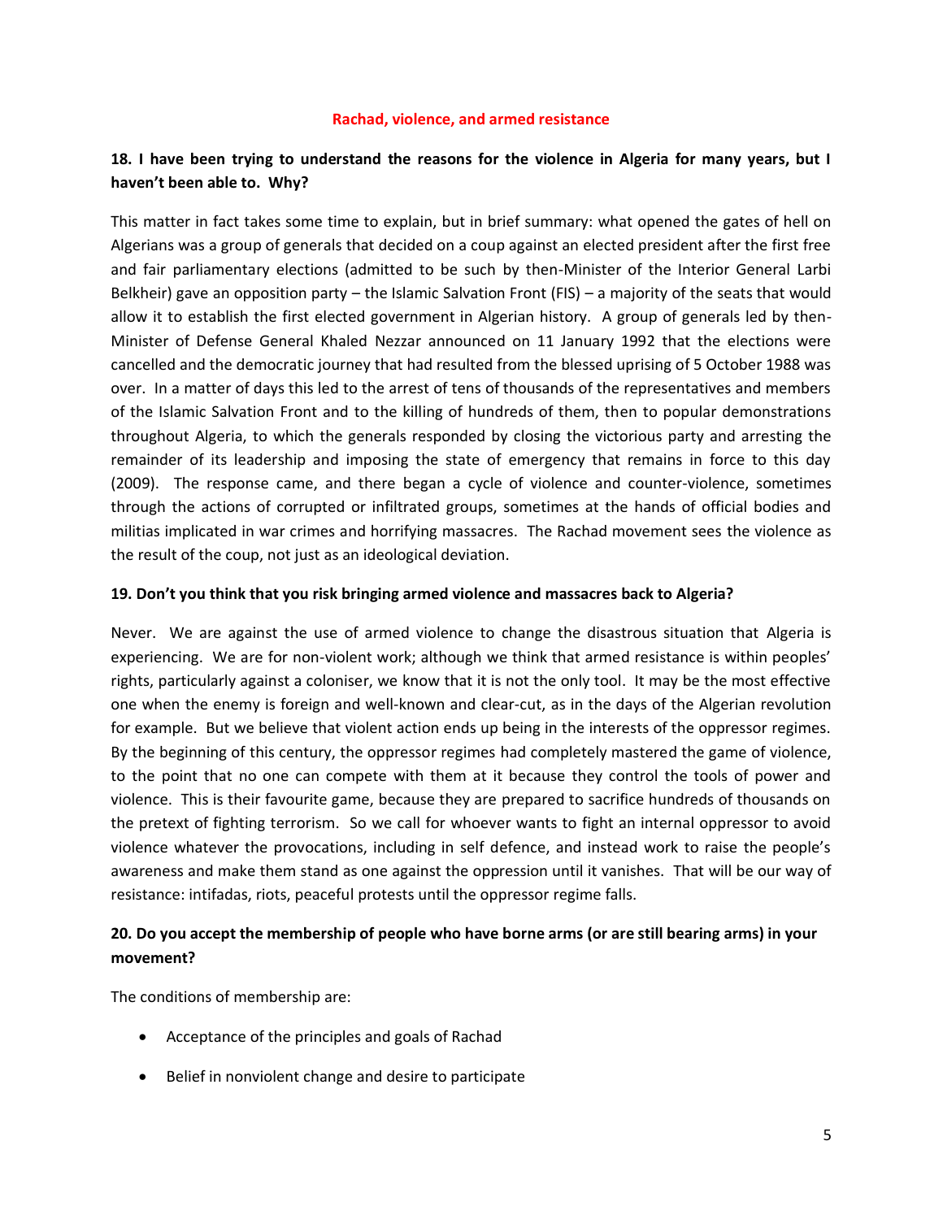## Rachad, violence, and armed resistance

**18. I have been trying to understand the reasons for the violence in Algeria for many years, but I haven't been able to. Why?**

This matter in fact takes some time to explain, but in brief summary: what opened the gates of hell on Algerians was a group of generals that decided on a coup against an elected president after the first free and fair parliamentary elections (admitted to be such by then-Minister of the Interior General Larbi Belkheir) gave an opposition party – the Islamic Salvation Front (FIS) – a majority of the seats that would allow it to establish the first elected government in Algerian history. A group of generals led by then-Minister of Defense General Khaled Nezzar announced on 11 January 1992 that the elections were cancelled and the democratic journey that had resulted from the blessed uprising of 5 October 1988 was over. In a matter of days this led to the arrest of tens of thousands of the representatives and members of the Islamic Salvation Front and to the killing of hundreds of them, then to popular demonstrations throughout Algeria, to which the generals responded by closing the victorious party and arresting the remainder of its leadership and imposing the state of emergency that remains in force to this day (2009). The response came, and there began a cycle of violence and counter-violence, sometimes through the actions of corrupted or infiltrated groups, sometimes at the hands of official bodies and militias implicated in war crimes and horrifying massacres. The Rachad movement sees the violence as the result of the coup, not just as an ideological deviation.

**19. Don't you think that you risk bringing armed violence and massacres back to Algeria?**

Never. We are against the use of armed violence to change the disastrous situation that Algeria is experiencing. We are for non-violent work; although we think that armed resistance is within peoples' rights, particularly against a coloniser, we know that it is not the only tool. It may be the most effective one when the enemy is foreign and well-known and clear-cut, as in the days of the Algerian revolution for example. But we believe that violent action ends up being in the interests of the oppressor regimes. By the beginning of this century, the oppressor regimes had completely mastered the game of violence, to the point that no one can compete with them at it because they control the tools of power and violence. This is their favourite game, because they are prepared to sacrifice hundreds of thousands on the pretext of fighting terrorism. So we call for whoever wants to fight an internal oppressor to avoid violence whatever the provocations, including in self defence, and instead work to raise the people's awareness and make them stand as one against the oppression until it vanishes. That will be our way of resistance: intifadas, riots, peaceful protests until the oppressor regime falls.

**20. Do you accept the membership of people who have borne arms (or are still bearing arms) in your movement?**

The conditions of membership are:

- Acceptance of the principles and goals of Rachad
- Belief in nonviolent change and desire to participate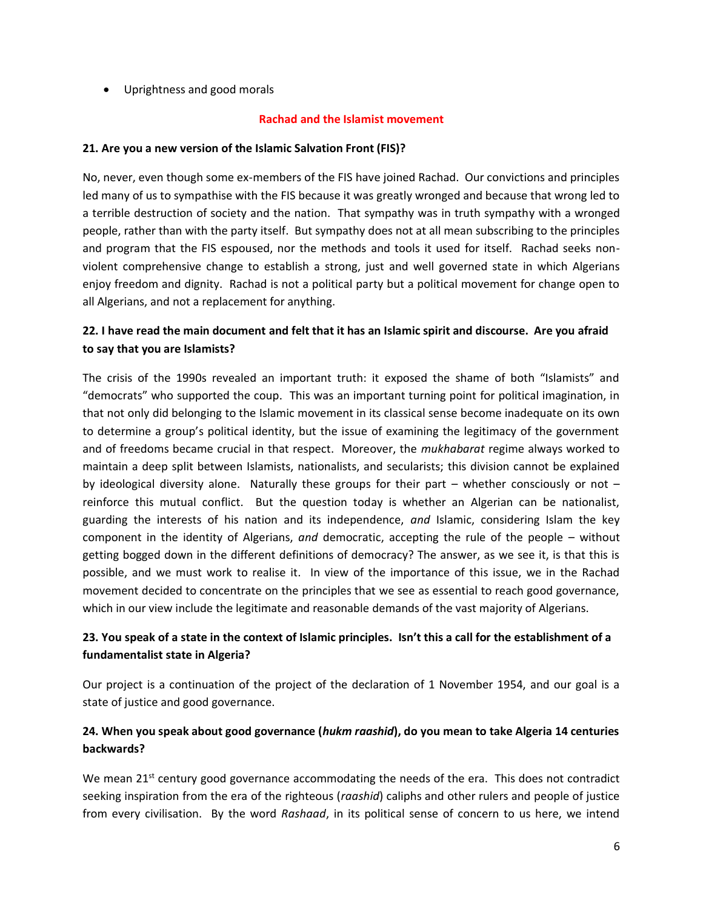- Uprightness and good morals

## Rachad and the Islamist movement

**21. Are you a new version of the Islamic Salvation Front (FIS)?**

No, never, even though some ex-members of the FIS have joined Rachad. Our convictions and principles led many of us to sympathise with the FIS because it was greatly wronged and because that wrong led to a terrible destruction of society and the nation. That sympathy was in truth sympathy with a wronged people, rather than with the party itself. But sympathy does not at all mean subscribing to the principles and program that the FIS espoused, nor the methods and tools it used for itself. Rachad seeks non-violent comprehensive change to establish a strong, just and well governed state in which Algerians enjoy freedom and dignity. Rachad is not a political party but a political movement for change open to all Algerians, and not a replacement for anything.

**22. I have read the main document and felt that it has an Islamic spirit and discourse. Are you afraid to say that you are Islamists?**

The crisis of the 1990s revealed an important truth: it exposed the shame of both "Islamists" and "democrats" who supported the coup. This was an important turning point for political imagination, in that not only did belonging to the Islamic movement in its classical sense become inadequate on its own to determine a group's political identity, but the issue of examining the legitimacy of the government and of freedoms became crucial in that respect. Moreover, the *mukhabarat* regime always worked to maintain a deep split between Islamists, nationalists, and secularists; this division cannot be explained by ideological diversity alone. Naturally these groups for their part – whether consciously or not – reinforce this mutual conflict. But the question today is whether an Algerian can be nationalist, guarding the interests of his nation and its independence, *and* Islamic, considering Islam the key component in the identity of Algerians, *and* democratic, accepting the rule of the people – without getting bogged down in the different definitions of democracy? The answer, as we see it, is that this is possible, and we must work to realise it. In view of the importance of this issue, we in the Rachad movement decided to concentrate on the principles that we see as essential to reach good governance, which in our view include the legitimate and reasonable demands of the vast majority of Algerians.

**23. You speak of a state in the context of Islamic principles. Isn't this a call for the establishment of a fundamentalist state in Algeria?**

Our project is a continuation of the project of the declaration of 1 November 1954, and our goal is a state of justice and good governance.

**24. When you speak about good governance (*hukm raashid*), do you mean to take Algeria 14 centuries backwards?**

We mean 21st century good governance accommodating the needs of the era. This does not contradict seeking inspiration from the era of the righteous (*raashid*) caliphs and other rulers and people of justice from every civilisation. By the word *Rashaad*, in its political sense of concern to us here, we intend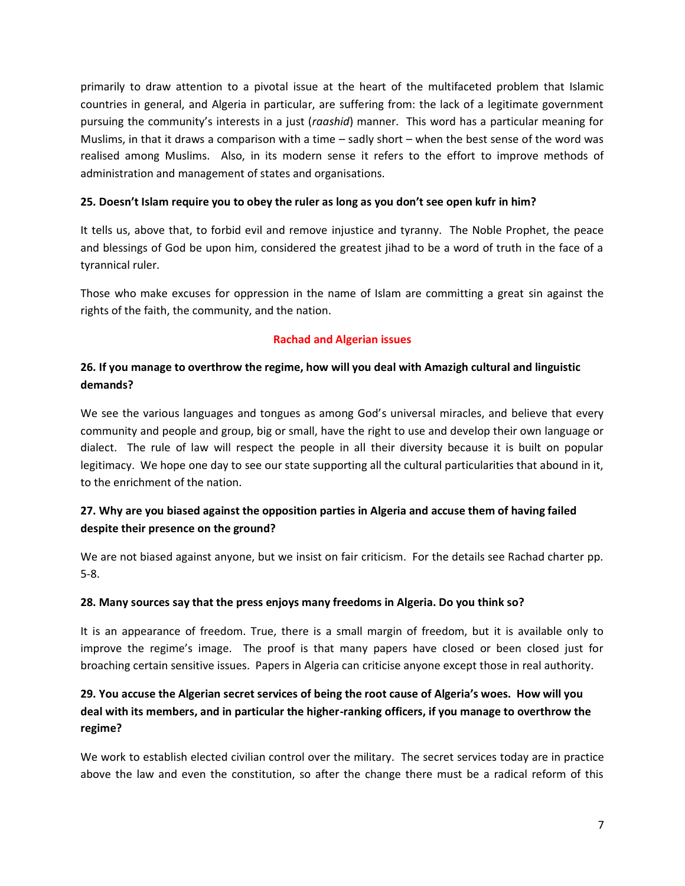primarily to draw attention to a pivotal issue at the heart of the multifaceted problem that Islamic countries in general, and Algeria in particular, are suffering from: the lack of a legitimate government pursuing the community's interests in a just (*raashid*) manner. This word has a particular meaning for Muslims, in that it draws a comparison with a time – sadly short – when the best sense of the word was realised among Muslims. Also, in its modern sense it refers to the effort to improve methods of administration and management of states and organisations.

**25. Doesn't Islam require you to obey the ruler as long as you don't see open kufr in him?**

It tells us, above that, to forbid evil and remove injustice and tyranny. The Noble Prophet, the peace and blessings of God be upon him, considered the greatest jihad to be a word of truth in the face of a tyrannical ruler.

Those who make excuses for oppression in the name of Islam are committing a great sin against the rights of the faith, the community, and the nation.

## Rachad and Algerian issues

**26. If you manage to overthrow the regime, how will you deal with Amazigh cultural and linguistic demands?**

We see the various languages and tongues as among God's universal miracles, and believe that every community and people and group, big or small, have the right to use and develop their own language or dialect. The rule of law will respect the people in all their diversity because it is built on popular legitimacy. We hope one day to see our state supporting all the cultural particularities that abound in it, to the enrichment of the nation.

**27. Why are you biased against the opposition parties in Algeria and accuse them of having failed despite their presence on the ground?**

We are not biased against anyone, but we insist on fair criticism. For the details see Rachad charter pp. 5-8.

**28. Many sources say that the press enjoys many freedoms in Algeria. Do you think so?**

It is an appearance of freedom. True, there is a small margin of freedom, but it is available only to improve the regime's image. The proof is that many papers have closed or been closed just for broaching certain sensitive issues. Papers in Algeria can criticise anyone except those in real authority.

**29. You accuse the Algerian secret services of being the root cause of Algeria's woes. How will you deal with its members, and in particular the higher-ranking officers, if you manage to overthrow the regime?**

We work to establish elected civilian control over the military. The secret services today are in practice above the law and even the constitution, so after the change there must be a radical reform of this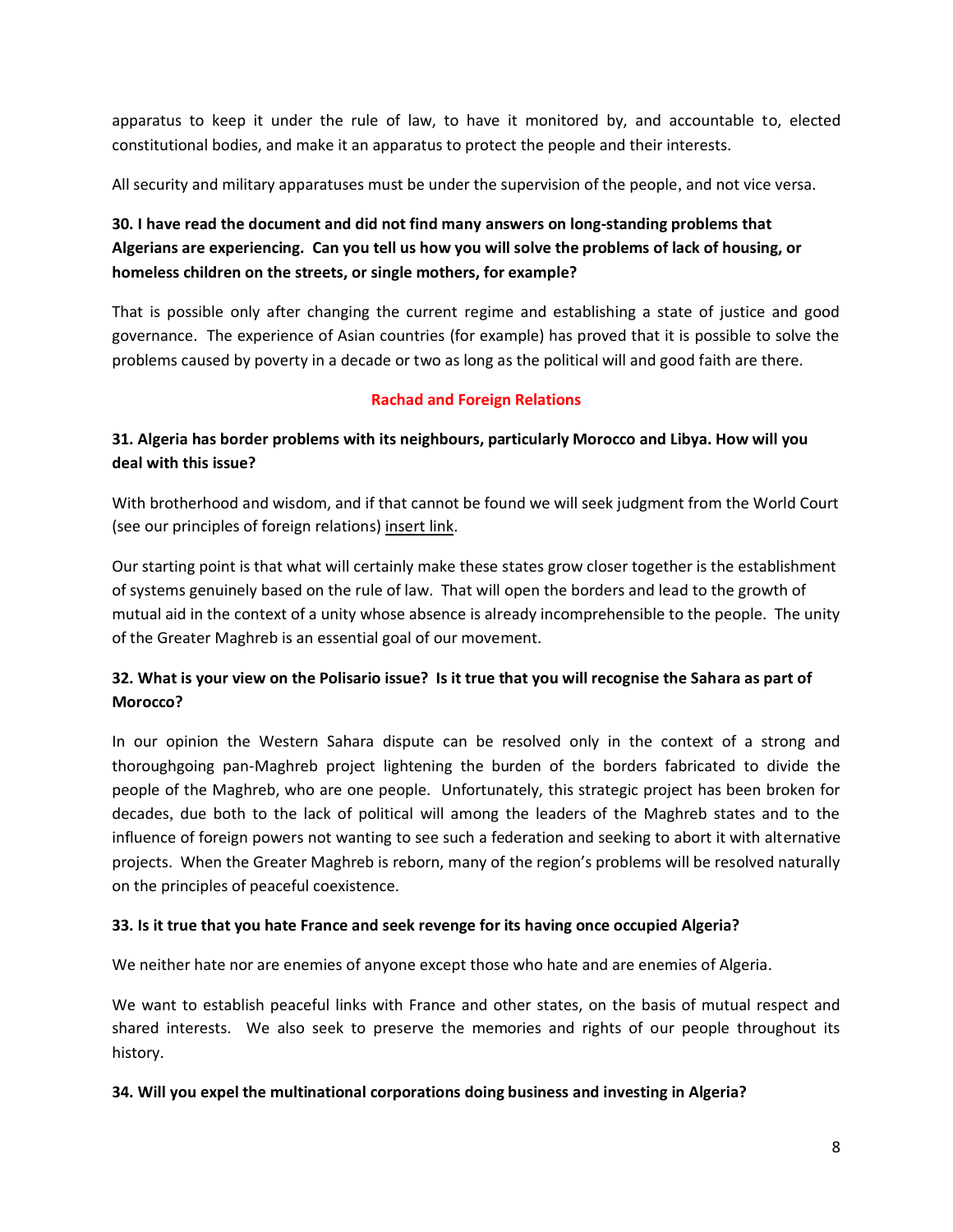apparatus to keep it under the rule of law, to have it monitored by, and accountable to, elected constitutional bodies, and make it an apparatus to protect the people and their interests.

All security and military apparatuses must be under the supervision of the people, and not vice versa.

**30. I have read the document and did not find many answers on long-standing problems that Algerians are experiencing. Can you tell us how you will solve the problems of lack of housing, or homeless children on the streets, or single mothers, for example?**

That is possible only after changing the current regime and establishing a state of justice and good governance. The experience of Asian countries (for example) has proved that it is possible to solve the problems caused by poverty in a decade or two as long as the political will and good faith are there.

## Rachad and Foreign Relations

**31. Algeria has border problems with its neighbours, particularly Morocco and Libya. How will you deal with this issue?**

With brotherhood and wisdom, and if that cannot be found we will seek judgment from the World Court (see our principles of foreign relations) insert link.

Our starting point is that what will certainly make these states grow closer together is the establishment of systems genuinely based on the rule of law. That will open the borders and lead to the growth of mutual aid in the context of a unity whose absence is already incomprehensible to the people. The unity of the Greater Maghreb is an essential goal of our movement.

**32. What is your view on the Polisario issue? Is it true that you will recognise the Sahara as part of Morocco?**

In our opinion the Western Sahara dispute can be resolved only in the context of a strong and thoroughgoing pan-Maghreb project lightening the burden of the borders fabricated to divide the people of the Maghreb, who are one people. Unfortunately, this strategic project has been broken for decades, due both to the lack of political will among the leaders of the Maghreb states and to the influence of foreign powers not wanting to see such a federation and seeking to abort it with alternative projects. When the Greater Maghreb is reborn, many of the region's problems will be resolved naturally on the principles of peaceful coexistence.

**33. Is it true that you hate France and seek revenge for its having once occupied Algeria?**

We neither hate nor are enemies of anyone except those who hate and are enemies of Algeria.

We want to establish peaceful links with France and other states, on the basis of mutual respect and shared interests. We also seek to preserve the memories and rights of our people throughout its history.

**34. Will you expel the multinational corporations doing business and investing in Algeria?**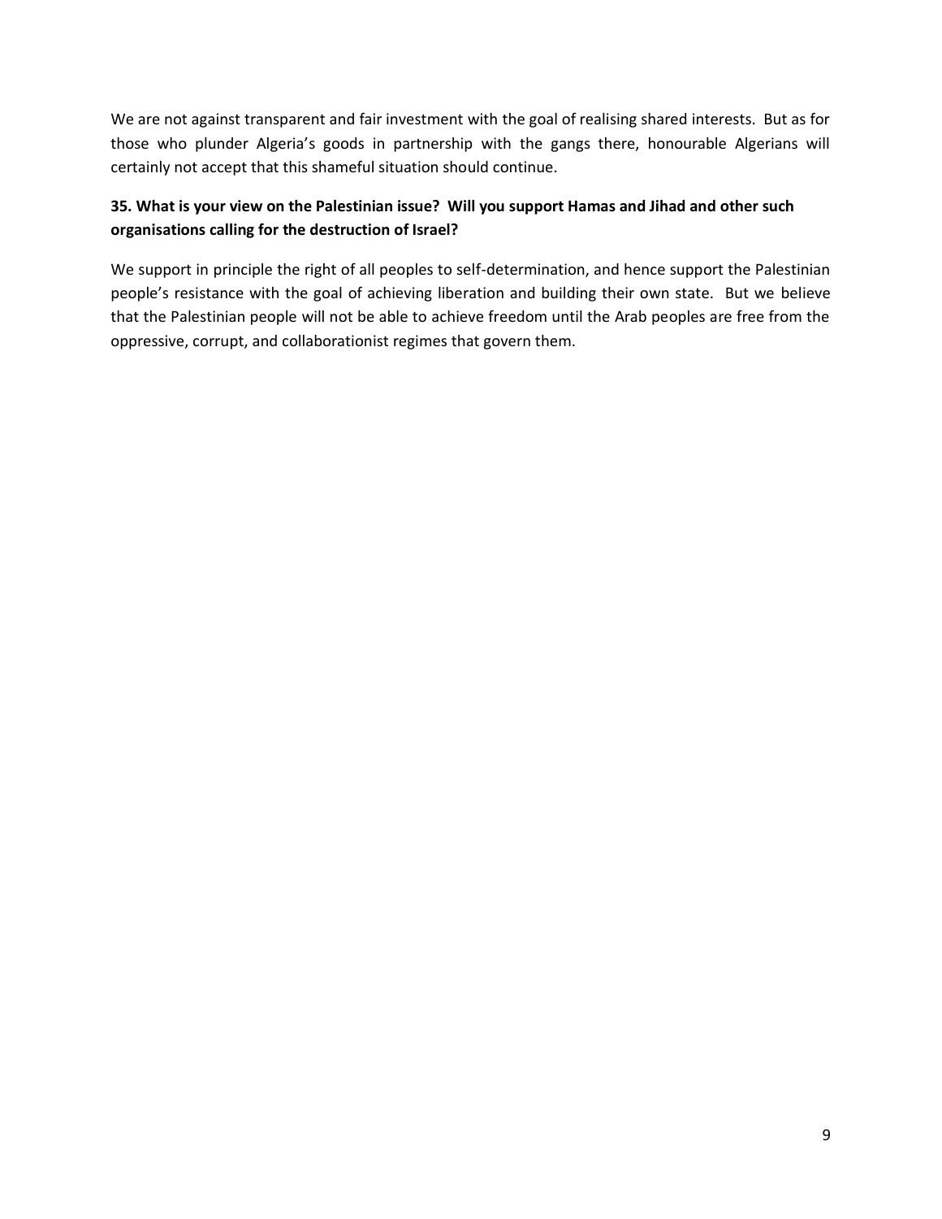We are not against transparent and fair investment with the goal of realising shared interests. But as for those who plunder Algeria's goods in partnership with the gangs there, honourable Algerians will certainly not accept that this shameful situation should continue.

**35. What is your view on the Palestinian issue? Will you support Hamas and Jihad and other such organisations calling for the destruction of Israel?**

We support in principle the right of all peoples to self-determination, and hence support the Palestinian people's resistance with the goal of achieving liberation and building their own state. But we believe that the Palestinian people will not be able to achieve freedom until the Arab peoples are free from the oppressive, corrupt, and collaborationist regimes that govern them.